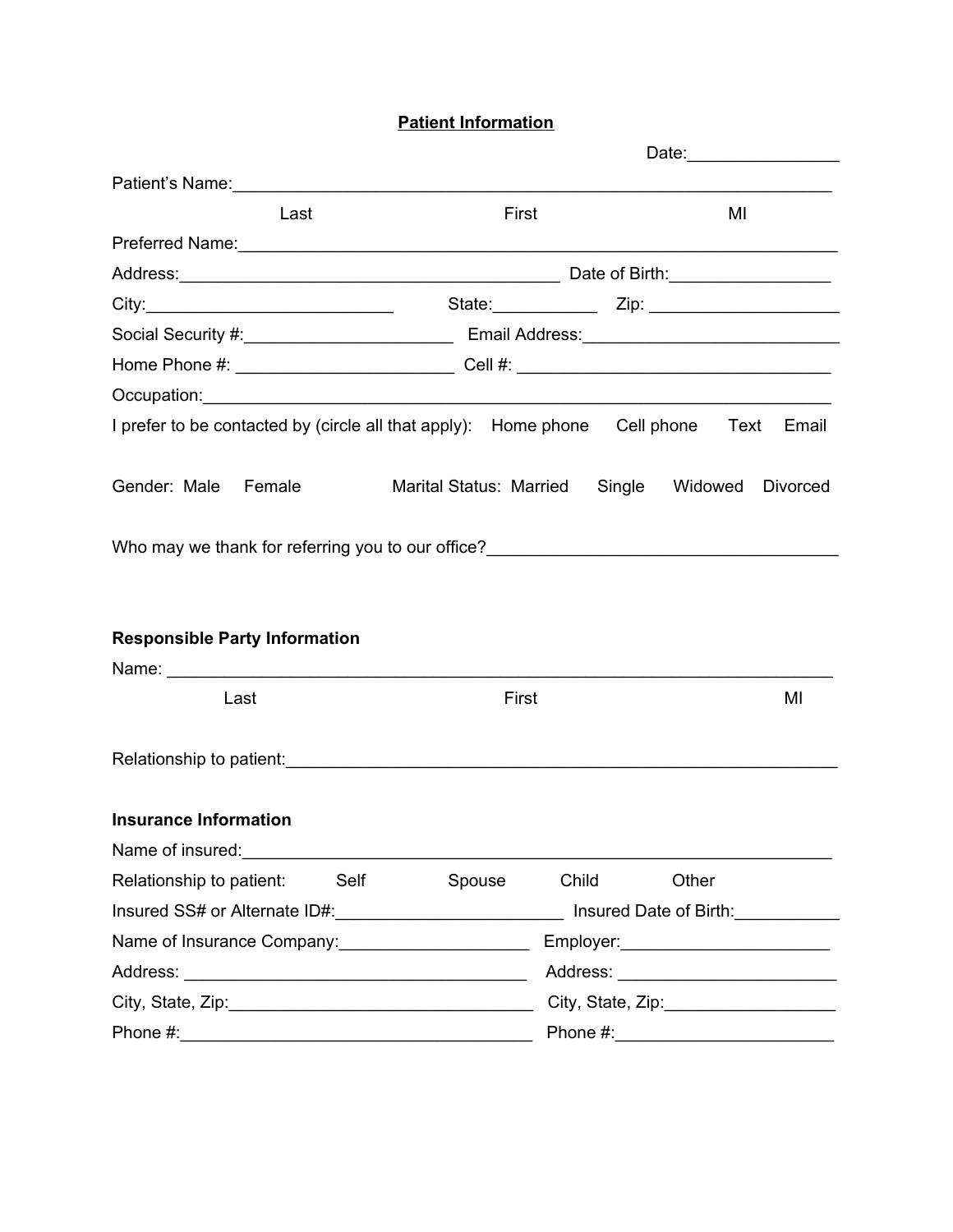## Patient Information

Date:________________

Patient's Name:_________________________________________________________________

Last                                        First                                        MI

Preferred Name:_________________________________________________________________

Address:__________________________________________ Date of Birth:_________________

City:__________________________ State:___________ Zip: ____________________

Social Security #:______________________ Email Address:____________________________

Home Phone #: ______________________ Cell #: __________________________________

Occupation:_____________________________________________________________________

I prefer to be contacted by (circle all that apply): Home phone   Cell phone   Text   Email

Gender: Male   Female        Marital Status: Married   Single   Widowed   Divorced

Who may we thank for referring you to our office?_____________________________________

**Responsible Party Information**

Name: __________________________________________________________________________

Last                                        First                                        MI

Relationship to patient:___________________________________________________________

**Insurance Information**

Name of insured:_________________________________________________________________

Relationship to patient:   Self   Spouse   Child   Other

Insured SS# or Alternate ID#:________________________ Insured Date of Birth:___________

Name of Insurance Company:___________________ Employer:______________________

Address: _____________________________________ Address: _______________________

City, State, Zip:_________________________________ City, State, Zip:__________________

Phone #:______________________________________ Phone #:_______________________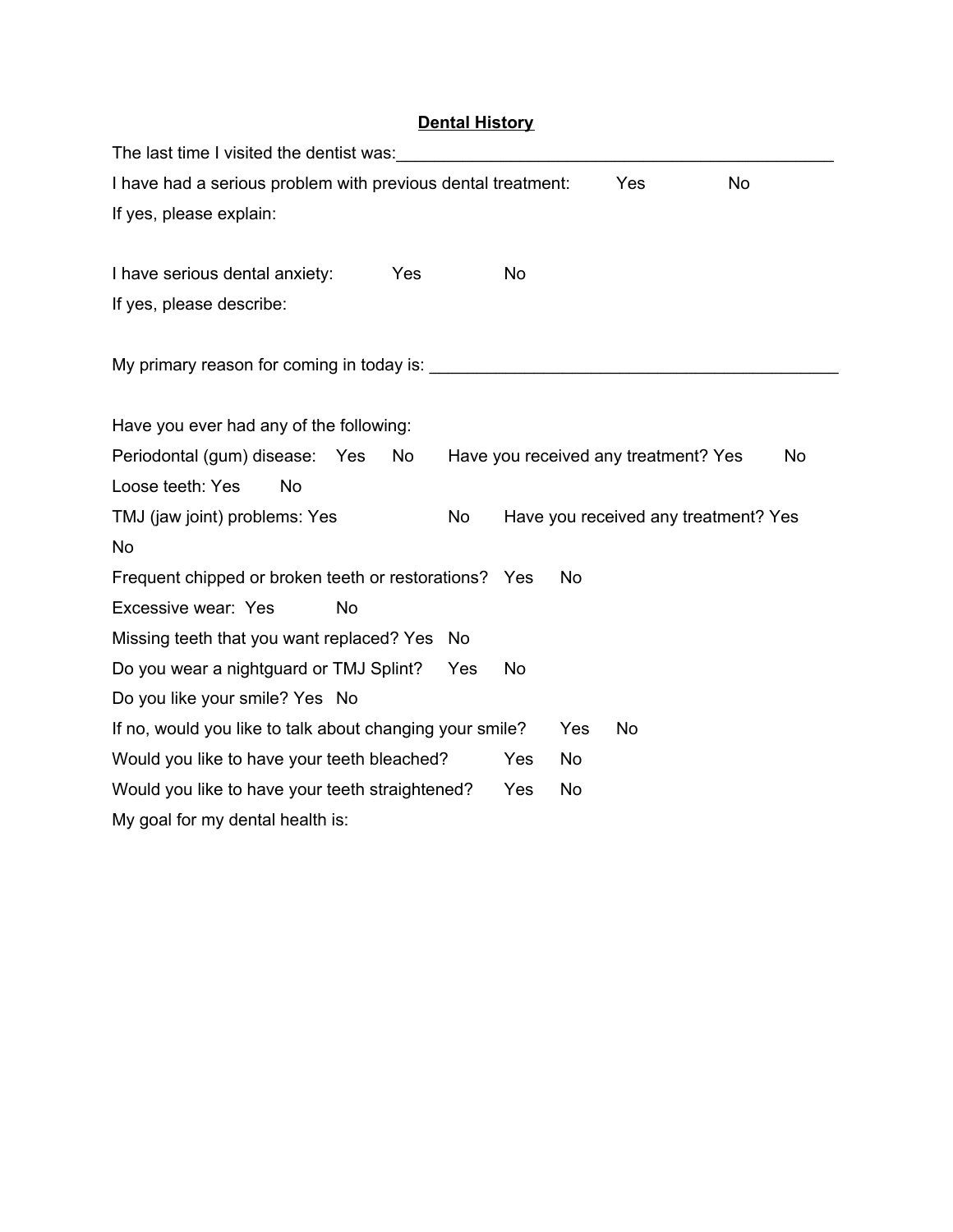## Dental History

The last time I visited the dentist was:_______________________________________________

I have had a serious problem with previous dental treatment: Yes No

If yes, please explain:

I have serious dental anxiety: Yes No

If yes, please describe:

My primary reason for coming in today is: ___________________________________________

Have you ever had any of the following:

Periodontal (gum) disease: Yes No Have you received any treatment? Yes No

Loose teeth: Yes No

TMJ (jaw joint) problems: Yes No Have you received any treatment? Yes No

Frequent chipped or broken teeth or restorations? Yes No

Excessive wear: Yes No

Missing teeth that you want replaced? Yes No

Do you wear a nightguard or TMJ Splint? Yes No

Do you like your smile? Yes No

If no, would you like to talk about changing your smile? Yes No

Would you like to have your teeth bleached? Yes No

Would you like to have your teeth straightened? Yes No

My goal for my dental health is: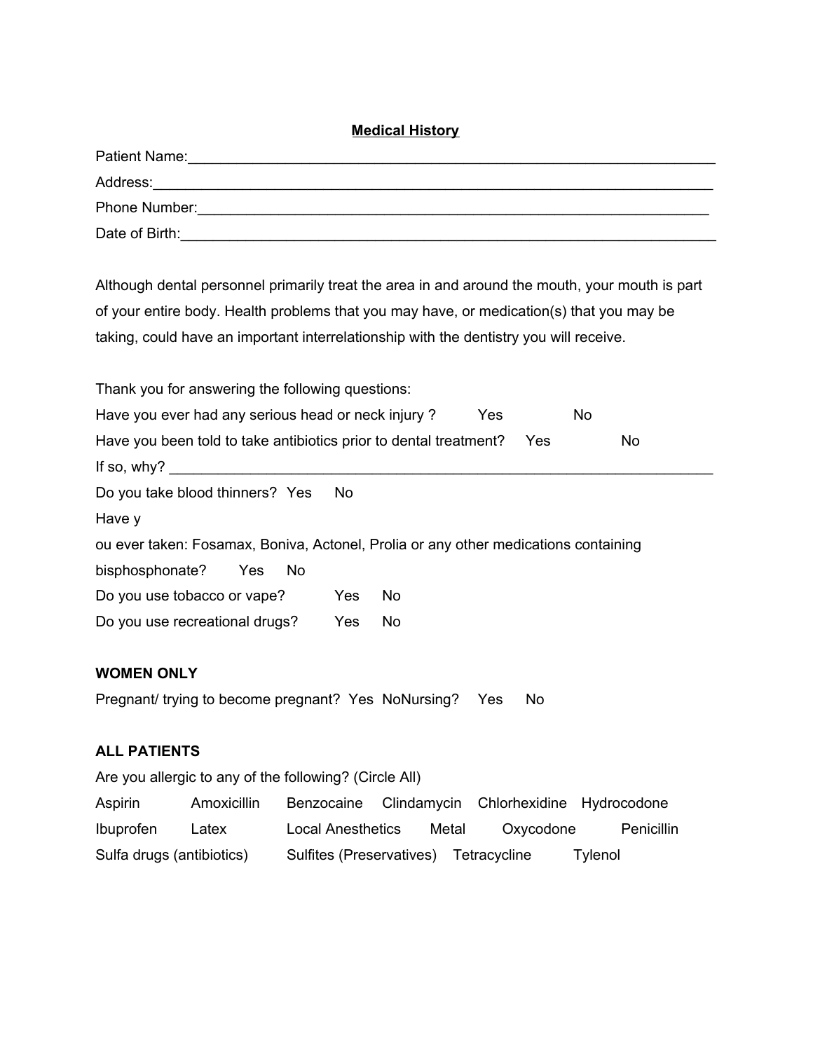**Medical History**

Patient Name:______________________________________________________________

Address:__________________________________________________________________

Phone Number:_____________________________________________________________

Date of Birth:______________________________________________________________

Although dental personnel primarily treat the area in and around the mouth, your mouth is part of your entire body. Health problems that you may have, or medication(s) that you may be taking, could have an important interrelationship with the dentistry you will receive.

Thank you for answering the following questions:

Have you ever had any serious head or neck injury ? Yes No

Have you been told to take antibiotics prior to dental treatment? Yes No

If so, why? _______________________________________________________________

Do you take blood thinners? Yes No

Have y

ou ever taken: Fosamax, Boniva, Actonel, Prolia or any other medications containing bisphosphonate? Yes No

Do you use tobacco or vape? Yes No

Do you use recreational drugs? Yes No

**WOMEN ONLY**

Pregnant/ trying to become pregnant? Yes NoNursing? Yes No

**ALL PATIENTS**

Are you allergic to any of the following? (Circle All)

Aspirin Amoxicillin Benzocaine Clindamycin Chlorhexidine Hydrocodone

Ibuprofen Latex Local Anesthetics Metal Oxycodone Penicillin

Sulfa drugs (antibiotics) Sulfites (Preservatives) Tetracycline Tylenol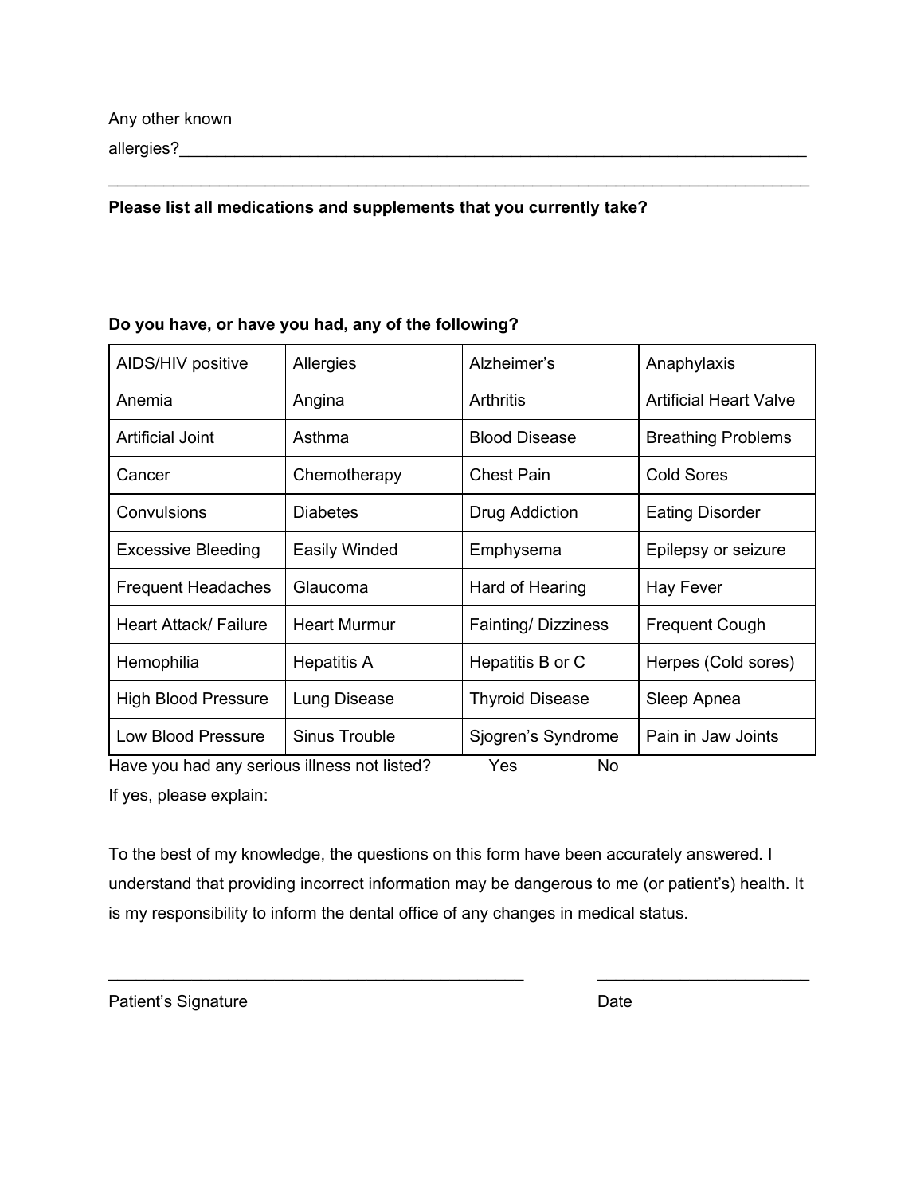Any other known

allergies?\_\_\_\_\_\_\_\_\_\_\_\_\_\_\_\_\_\_\_\_\_\_\_\_\_\_\_\_\_\_\_\_\_\_\_\_\_\_\_\_\_\_\_\_\_\_\_\_\_\_\_\_\_\_\_\_\_\_\_\_\_\_\_\_\_\_\_\_\_\_

\_\_\_\_\_\_\_\_\_\_\_\_\_\_\_\_\_\_\_\_\_\_\_\_\_\_\_\_\_\_\_\_\_\_\_\_\_\_\_\_\_\_\_\_\_\_\_\_\_\_\_\_\_\_\_\_\_\_\_\_\_\_\_\_\_\_\_\_\_\_\_\_\_\_\_\_\_\_

**Please list all medications and supplements that you currently take?**

**Do you have, or have you had, any of the following?**

| | | | |
|---|---|---|---|
| AIDS/HIV positive | Allergies | Alzheimer's | Anaphylaxis |
| Anemia | Angina | Arthritis | Artificial Heart Valve |
| Artificial Joint | Asthma | Blood Disease | Breathing Problems |
| Cancer | Chemotherapy | Chest Pain | Cold Sores |
| Convulsions | Diabetes | Drug Addiction | Eating Disorder |
| Excessive Bleeding | Easily Winded | Emphysema | Epilepsy or seizure |
| Frequent Headaches | Glaucoma | Hard of Hearing | Hay Fever |
| Heart Attack/ Failure | Heart Murmur | Fainting/ Dizziness | Frequent Cough |
| Hemophilia | Hepatitis A | Hepatitis B or C | Herpes (Cold sores) |
| High Blood Pressure | Lung Disease | Thyroid Disease | Sleep Apnea |
| Low Blood Pressure | Sinus Trouble | Sjogren's Syndrome | Pain in Jaw Joints |

Have you had any serious illness not listed? Yes No

If yes, please explain:

To the best of my knowledge, the questions on this form have been accurately answered. I understand that providing incorrect information may be dangerous to me (or patient's) health. It is my responsibility to inform the dental office of any changes in medical status.

\_\_\_\_\_\_\_\_\_\_\_\_\_\_\_\_\_\_\_\_\_\_\_\_\_\_\_\_\_\_\_\_\_\_\_\_\_\_\_\_\_\_\_\_\_\_ \_\_\_\_\_\_\_\_\_\_\_\_\_\_\_\_\_\_\_\_\_\_\_\_

Patient's Signature Date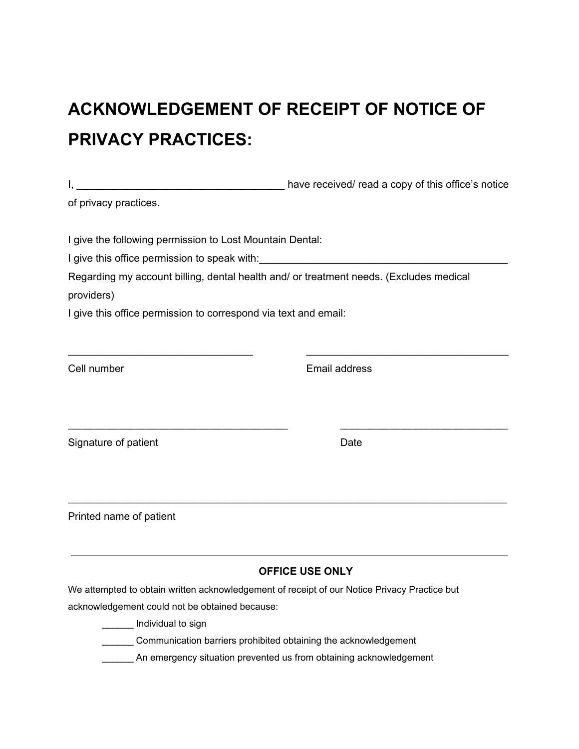# ACKNOWLEDGEMENT OF RECEIPT OF NOTICE OF PRIVACY PRACTICES:

I, ____________________________________ have received/ read a copy of this office's notice of privacy practices.

I give the following permission to Lost Mountain Dental:

I give this office permission to speak with:___________________________________________

Regarding my account billing, dental health and/ or treatment needs. (Excludes medical providers)

I give this office permission to correspond via text and email:

_______________________________ _________________________________

Cell number Email address

_____________________________________ _____________________________

Signature of patient Date

___________________________________________________________________________

Printed name of patient

---

**OFFICE USE ONLY**

We attempted to obtain written acknowledgement of receipt of our Notice Privacy Practice but acknowledgement could not be obtained because:

______ Individual to sign

______ Communication barriers prohibited obtaining the acknowledgement

______ An emergency situation prevented us from obtaining acknowledgement